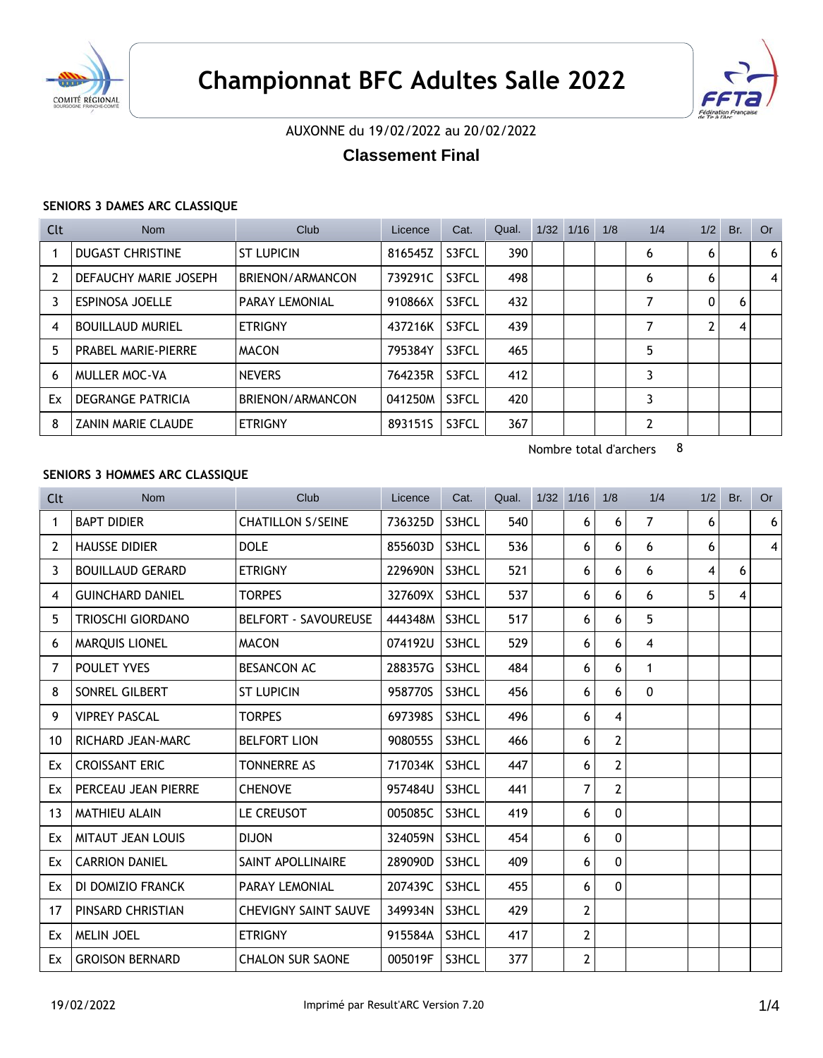# Championnat BFC Adultes Salle 2022

AUXONNE du 19/02/2022 au 20/02/2022

## Classement Final

### SENIORS 3 DAMES ARC CLASSIQUE

| Clt | Nom | Club | Licence | Cat. | Qual. | 1/32 | 1/16 | 1/8 | 1/4 | 1/2 | Br. | Or |
|---|---|---|---|---|---|---|---|---|---|---|---|---|
| 1 | DUGAST CHRISTINE | ST LUPICIN | 816545Z | S3FCL | 390 | | | | 6 | 6 | | 6 |
| 2 | DEFAUCHY MARIE JOSEPH | BRIENON/ARMANCON | 739291C | S3FCL | 498 | | | | 6 | 6 | | 4 |
| 3 | ESPINOSA JOELLE | PARAY LEMONIAL | 910866X | S3FCL | 432 | | | | 7 | 0 | 6 | |
| 4 | BOUILLAUD MURIEL | ETRIGNY | 437216K | S3FCL | 439 | | | | 7 | 2 | 4 | |
| 5 | PRABEL MARIE-PIERRE | MACON | 795384Y | S3FCL | 465 | | | | 5 | | | |
| 6 | MULLER MOC-VA | NEVERS | 764235R | S3FCL | 412 | | | | 3 | | | |
| Ex | DEGRANGE PATRICIA | BRIENON/ARMANCON | 041250M | S3FCL | 420 | | | | 3 | | | |
| 8 | ZANIN MARIE CLAUDE | ETRIGNY | 893151S | S3FCL | 367 | | | | 2 | | | |

Nombre total d'archers 8

### SENIORS 3 HOMMES ARC CLASSIQUE

| Clt | Nom | Club | Licence | Cat. | Qual. | 1/32 | 1/16 | 1/8 | 1/4 | 1/2 | Br. | Or |
|---|---|---|---|---|---|---|---|---|---|---|---|---|
| 1 | BAPT DIDIER | CHATILLON S/SEINE | 736325D | S3HCL | 540 | | 6 | 6 | 7 | 6 | | 6 |
| 2 | HAUSSE DIDIER | DOLE | 855603D | S3HCL | 536 | | 6 | 6 | 6 | 6 | | 4 |
| 3 | BOUILLAUD GERARD | ETRIGNY | 229690N | S3HCL | 521 | | 6 | 6 | 6 | 4 | 6 | |
| 4 | GUINCHARD DANIEL | TORPES | 327609X | S3HCL | 537 | | 6 | 6 | 6 | 5 | 4 | |
| 5 | TRIOSCHI GIORDANO | BELFORT - SAVOUREUSE | 444348M | S3HCL | 517 | | 6 | 6 | 5 | | | |
| 6 | MARQUIS LIONEL | MACON | 074192U | S3HCL | 529 | | 6 | 6 | 4 | | | |
| 7 | POULET YVES | BESANCON AC | 288357G | S3HCL | 484 | | 6 | 6 | 1 | | | |
| 8 | SONREL GILBERT | ST LUPICIN | 958770S | S3HCL | 456 | | 6 | 6 | 0 | | | |
| 9 | VIPREY PASCAL | TORPES | 697398S | S3HCL | 496 | | 6 | 4 | | | | |
| 10 | RICHARD JEAN-MARC | BELFORT LION | 908055S | S3HCL | 466 | | 6 | 2 | | | | |
| Ex | CROISSANT ERIC | TONNERRE AS | 717034K | S3HCL | 447 | | 6 | 2 | | | | |
| Ex | PERCEAU JEAN PIERRE | CHENOVE | 957484U | S3HCL | 441 | | 7 | 2 | | | | |
| 13 | MATHIEU ALAIN | LE CREUSOT | 005085C | S3HCL | 419 | | 6 | 0 | | | | |
| Ex | MITAUT JEAN LOUIS | DIJON | 324059N | S3HCL | 454 | | 6 | 0 | | | | |
| Ex | CARRION DANIEL | SAINT APOLLINAIRE | 289090D | S3HCL | 409 | | 6 | 0 | | | | |
| Ex | DI DOMIZIO FRANCK | PARAY LEMONIAL | 207439C | S3HCL | 455 | | 6 | 0 | | | | |
| 17 | PINSARD CHRISTIAN | CHEVIGNY SAINT SAUVE | 349934N | S3HCL | 429 | | 2 | | | | | |
| Ex | MELIN JOEL | ETRIGNY | 915584A | S3HCL | 417 | | 2 | | | | | |
| Ex | GROISON BERNARD | CHALON SUR SAONE | 005019F | S3HCL | 377 | | 2 | | | | | |

19/02/2022 Imprimé par Result'ARC Version 7.20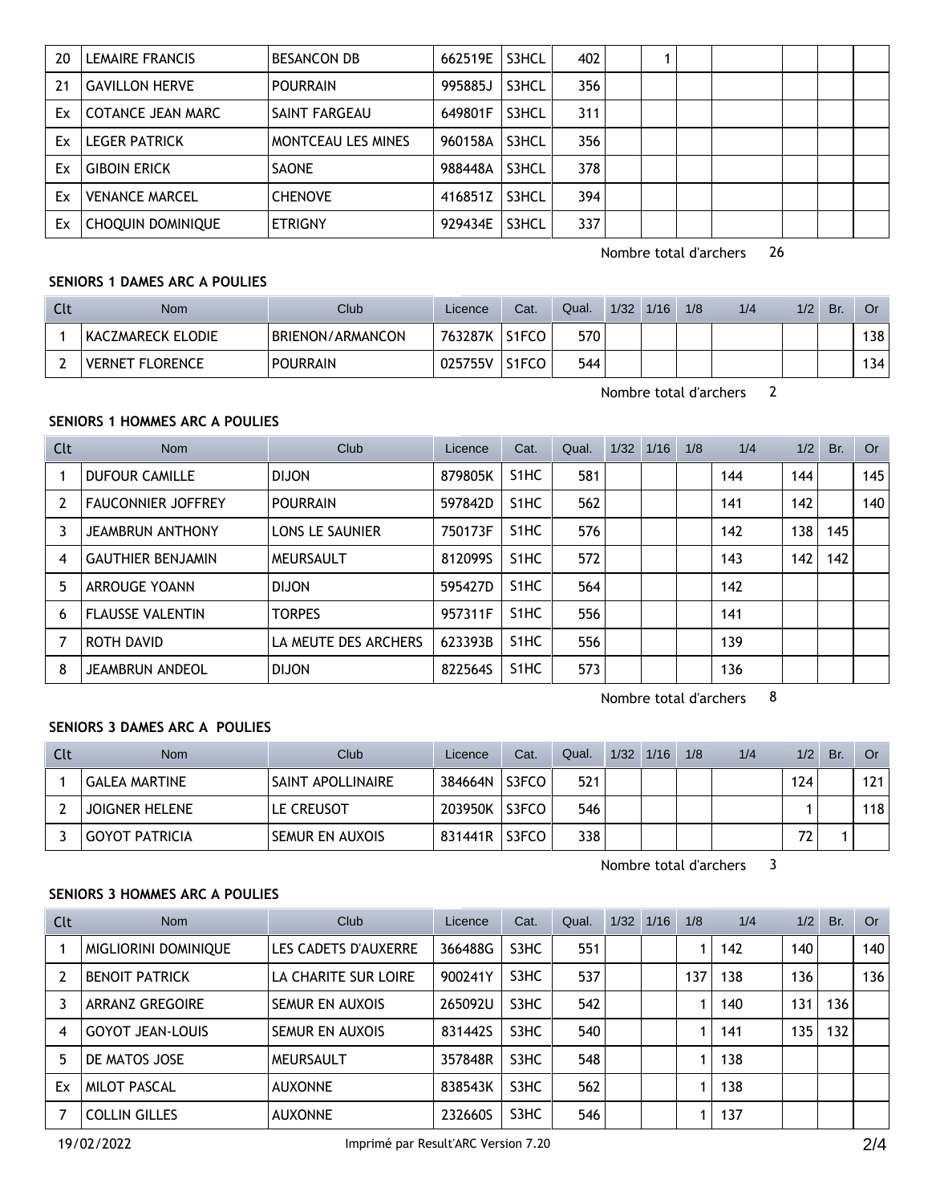| Clt | Nom | Club | Licence | Cat. | Qual. | 1/32 | 1/16 | 1/8 | 1/4 | 1/2 | Br. | Or |
|---|---|---|---|---|---|---|---|---|---|---|---|---|
| 20 | LEMAIRE FRANCIS | BESANCON DB | 662519E | S3HCL | 402 | | 1 | | | | | |
| 21 | GAVILLON HERVE | POURRAIN | 995885J | S3HCL | 356 | | | | | | | |
| Ex | COTANCE JEAN MARC | SAINT FARGEAU | 649801F | S3HCL | 311 | | | | | | | |
| Ex | LEGER PATRICK | MONTCEAU LES MINES | 960158A | S3HCL | 356 | | | | | | | |
| Ex | GIBOIN ERICK | SAONE | 988448A | S3HCL | 378 | | | | | | | |
| Ex | VENANCE MARCEL | CHENOVE | 416851Z | S3HCL | 394 | | | | | | | |
| Ex | CHOQUIN DOMINIQUE | ETRIGNY | 929434E | S3HCL | 337 | | | | | | | |

Nombre total d'archers 26

**SENIORS 1 DAMES ARC A POULIES**

| Clt | Nom | Club | Licence | Cat. | Qual. | 1/32 | 1/16 | 1/8 | 1/4 | 1/2 | Br. | Or |
|---|---|---|---|---|---|---|---|---|---|---|---|---|
| 1 | KACZMARECK ELODIE | BRIENON/ARMANCON | 763287K | S1FCO | 570 | | | | | | | 138 |
| 2 | VERNET FLORENCE | POURRAIN | 025755V | S1FCO | 544 | | | | | | | 134 |

Nombre total d'archers 2

**SENIORS 1 HOMMES ARC A POULIES**

| Clt | Nom | Club | Licence | Cat. | Qual. | 1/32 | 1/16 | 1/8 | 1/4 | 1/2 | Br. | Or |
|---|---|---|---|---|---|---|---|---|---|---|---|---|
| 1 | DUFOUR CAMILLE | DIJON | 879805K | S1HC | 581 | | | | 144 | 144 | | 145 |
| 2 | FAUCONNIER JOFFREY | POURRAIN | 597842D | S1HC | 562 | | | | 141 | 142 | | 140 |
| 3 | JEAMBRUN ANTHONY | LONS LE SAUNIER | 750173F | S1HC | 576 | | | | 142 | 138 | 145 | |
| 4 | GAUTHIER BENJAMIN | MEURSAULT | 812099S | S1HC | 572 | | | | 143 | 142 | 142 | |
| 5 | ARROUGE YOANN | DIJON | 595427D | S1HC | 564 | | | | 142 | | | |
| 6 | FLAUSSE VALENTIN | TORPES | 957311F | S1HC | 556 | | | | 141 | | | |
| 7 | ROTH DAVID | LA MEUTE DES ARCHERS | 623393B | S1HC | 556 | | | | 139 | | | |
| 8 | JEAMBRUN ANDEOL | DIJON | 822564S | S1HC | 573 | | | | 136 | | | |

Nombre total d'archers 8

**SENIORS 3 DAMES ARC A POULIES**

| Clt | Nom | Club | Licence | Cat. | Qual. | 1/32 | 1/16 | 1/8 | 1/4 | 1/2 | Br. | Or |
|---|---|---|---|---|---|---|---|---|---|---|---|---|
| 1 | GALEA MARTINE | SAINT APOLLINAIRE | 384664N | S3FCO | 521 | | | | | 124 | | 121 |
| 2 | JOIGNER HELENE | LE CREUSOT | 203950K | S3FCO | 546 | | | | | 1 | | 118 |
| 3 | GOYOT PATRICIA | SEMUR EN AUXOIS | 831441R | S3FCO | 338 | | | | | 72 | 1 | |

Nombre total d'archers 3

**SENIORS 3 HOMMES ARC A POULIES**

| Clt | Nom | Club | Licence | Cat. | Qual. | 1/32 | 1/16 | 1/8 | 1/4 | 1/2 | Br. | Or |
|---|---|---|---|---|---|---|---|---|---|---|---|---|
| 1 | MIGLIORINI DOMINIQUE | LES CADETS D'AUXERRE | 366488G | S3HC | 551 | | | 1 | 142 | 140 | | 140 |
| 2 | BENOIT PATRICK | LA CHARITE SUR LOIRE | 900241Y | S3HC | 537 | | | 137 | 138 | 136 | | 136 |
| 3 | ARRANZ GREGOIRE | SEMUR EN AUXOIS | 265092U | S3HC | 542 | | | 1 | 140 | 131 | 136 | |
| 4 | GOYOT JEAN-LOUIS | SEMUR EN AUXOIS | 831442S | S3HC | 540 | | | 1 | 141 | 135 | 132 | |
| 5 | DE MATOS JOSE | MEURSAULT | 357848R | S3HC | 548 | | | 1 | 138 | | | |
| Ex | MILOT PASCAL | AUXONNE | 838543K | S3HC | 562 | | | 1 | 138 | | | |
| 7 | COLLIN GILLES | AUXONNE | 232660S | S3HC | 546 | | | 1 | 137 | | | |

19/02/2022 Imprimé par Result'ARC Version 7.20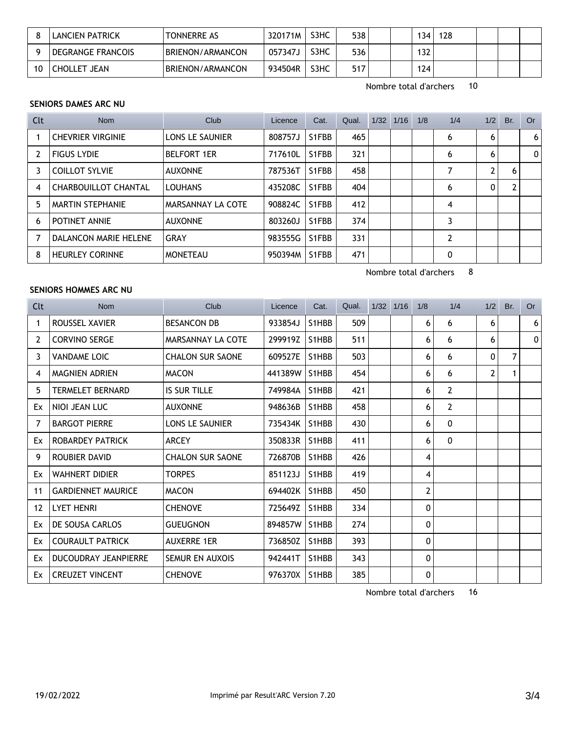| Clt | Nom | Club | Licence | Cat. | Qual. | 1/32 | 1/16 | 1/8 | 1/4 | 1/2 | Br. | Or |
|---|---|---|---|---|---|---|---|---|---|---|---|---|
| 8 | LANCIEN PATRICK | TONNERRE AS | 320171M | S3HC | 538 | | | 134 | 128 | | | |
| 9 | DEGRANGE FRANCOIS | BRIENON/ARMANCON | 057347J | S3HC | 536 | | | 132 | | | | |
| 10 | CHOLLET JEAN | BRIENON/ARMANCON | 934504R | S3HC | 517 | | | 124 | | | | |

Nombre total d'archers 10

**SENIORS DAMES ARC NU**

| Clt | Nom | Club | Licence | Cat. | Qual. | 1/32 | 1/16 | 1/8 | 1/4 | 1/2 | Br. | Or |
|---|---|---|---|---|---|---|---|---|---|---|---|---|
| 1 | CHEVRIER VIRGINIE | LONS LE SAUNIER | 808757J | S1FBB | 465 | | | | 6 | 6 | | 6 |
| 2 | FIGUS LYDIE | BELFORT 1ER | 717610L | S1FBB | 321 | | | | 6 | 6 | | 0 |
| 3 | COILLOT SYLVIE | AUXONNE | 787536T | S1FBB | 458 | | | | 7 | 2 | 6 | |
| 4 | CHARBOUILLOT CHANTAL | LOUHANS | 435208C | S1FBB | 404 | | | | 6 | 0 | 2 | |
| 5 | MARTIN STEPHANIE | MARSANNAY LA COTE | 908824C | S1FBB | 412 | | | | 4 | | | |
| 6 | POTINET ANNIE | AUXONNE | 803260J | S1FBB | 374 | | | | 3 | | | |
| 7 | DALANCON MARIE HELENE | GRAY | 983555G | S1FBB | 331 | | | | 2 | | | |
| 8 | HEURLEY CORINNE | MONETEAU | 950394M | S1FBB | 471 | | | | 0 | | | |

Nombre total d'archers 8

**SENIORS HOMMES ARC NU**

| Clt | Nom | Club | Licence | Cat. | Qual. | 1/32 | 1/16 | 1/8 | 1/4 | 1/2 | Br. | Or |
|---|---|---|---|---|---|---|---|---|---|---|---|---|
| 1 | ROUSSEL XAVIER | BESANCON DB | 933854J | S1HBB | 509 | | | 6 | 6 | 6 | | 6 |
| 2 | CORVINO SERGE | MARSANNAY LA COTE | 299919Z | S1HBB | 511 | | | 6 | 6 | 6 | | 0 |
| 3 | VANDAME LOIC | CHALON SUR SAONE | 609527E | S1HBB | 503 | | | 6 | 6 | 0 | 7 | |
| 4 | MAGNIEN ADRIEN | MACON | 441389W | S1HBB | 454 | | | 6 | 6 | 2 | 1 | |
| 5 | TERMELET BERNARD | IS SUR TILLE | 749984A | S1HBB | 421 | | | 6 | 2 | | | |
| Ex | NIOI JEAN LUC | AUXONNE | 948636B | S1HBB | 458 | | | 6 | 2 | | | |
| 7 | BARGOT PIERRE | LONS LE SAUNIER | 735434K | S1HBB | 430 | | | 6 | 0 | | | |
| Ex | ROBARDEY PATRICK | ARCEY | 350833R | S1HBB | 411 | | | 6 | 0 | | | |
| 9 | ROUBIER DAVID | CHALON SUR SAONE | 726870B | S1HBB | 426 | | | 4 | | | | |
| Ex | WAHNERT DIDIER | TORPES | 851123J | S1HBB | 419 | | | 4 | | | | |
| 11 | GARDIENNET MAURICE | MACON | 694402K | S1HBB | 450 | | | 2 | | | | |
| 12 | LYET HENRI | CHENOVE | 725649Z | S1HBB | 334 | | | 0 | | | | |
| Ex | DE SOUSA CARLOS | GUEUGNON | 894857W | S1HBB | 274 | | | 0 | | | | |
| Ex | COURAULT PATRICK | AUXERRE 1ER | 736850Z | S1HBB | 393 | | | 0 | | | | |
| Ex | DUCOUDRAY JEANPIERRE | SEMUR EN AUXOIS | 942441T | S1HBB | 343 | | | 0 | | | | |
| Ex | CREUZET VINCENT | CHENOVE | 976370X | S1HBB | 385 | | | 0 | | | | |

Nombre total d'archers 16

19/02/2022 Imprimé par Result'ARC Version 7.20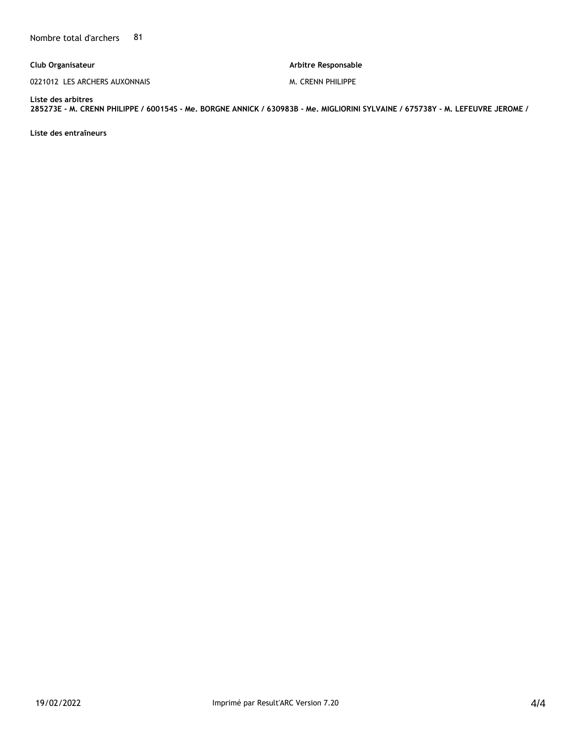Nombre total d'archers 81

**Club Organisateur**

0221012 LES ARCHERS AUXONNAIS

**Arbitre Responsable**

M. CRENN PHILIPPE

**Liste des arbitres**

**285273E - M. CRENN PHILIPPE / 600154S - Me. BORGNE ANNICK / 630983B - Me. MIGLIORINI SYLVAINE / 675738Y - M. LEFEUVRE JEROME /**

**Liste des entraîneurs**

19/02/2022 Imprimé par Result'ARC Version 7.20